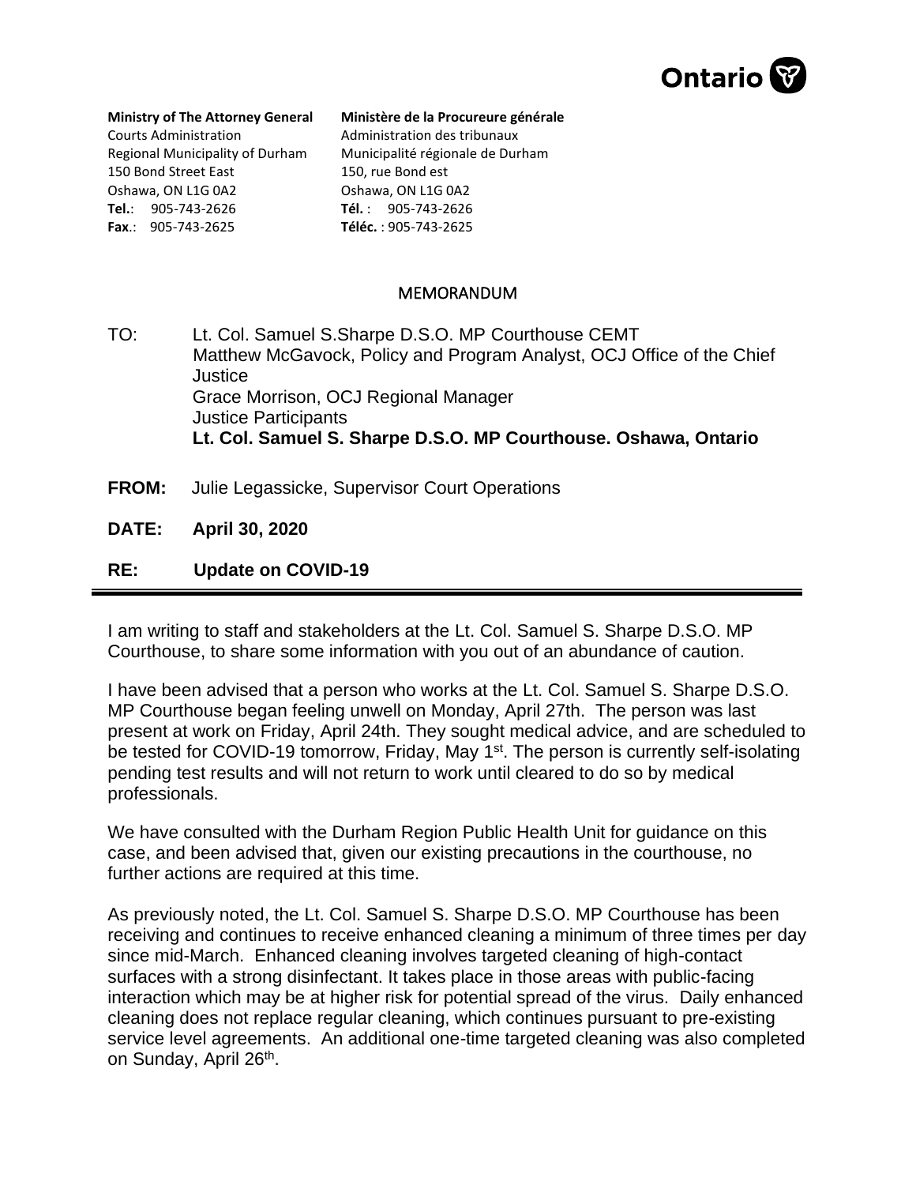Ontario

| **Ministry of The Attorney General** | **Ministère de la Procureure générale** |
| --- | --- |
| Courts Administration | Administration des tribunaux |
| Regional Municipality of Durham | Municipalité régionale de Durham |
| 150 Bond Street East | 150, rue Bond est |
| Oshawa, ON L1G 0A2 | Oshawa, ON L1G 0A2 |
| **Tel.**: 905-743-2626 | **Tél.** : 905-743-2626 |
| **Fax**.: 905-743-2625 | **Téléc.** : 905-743-2625 |

## MEMORANDUM

TO: Lt. Col. Samuel S.Sharpe D.S.O. MP Courthouse CEMT
Matthew McGavock, Policy and Program Analyst, OCJ Office of the Chief Justice
Grace Morrison, OCJ Regional Manager
Justice Participants
**Lt. Col. Samuel S. Sharpe D.S.O. MP Courthouse. Oshawa, Ontario**

**FROM:** Julie Legassicke, Supervisor Court Operations

**DATE:** **April 30, 2020**

**RE:** **Update on COVID-19**

---

I am writing to staff and stakeholders at the Lt. Col. Samuel S. Sharpe D.S.O. MP Courthouse, to share some information with you out of an abundance of caution.

I have been advised that a person who works at the Lt. Col. Samuel S. Sharpe D.S.O. MP Courthouse began feeling unwell on Monday, April 27th. The person was last present at work on Friday, April 24th. They sought medical advice, and are scheduled to be tested for COVID-19 tomorrow, Friday, May 1st. The person is currently self-isolating pending test results and will not return to work until cleared to do so by medical professionals.

We have consulted with the Durham Region Public Health Unit for guidance on this case, and been advised that, given our existing precautions in the courthouse, no further actions are required at this time.

As previously noted, the Lt. Col. Samuel S. Sharpe D.S.O. MP Courthouse has been receiving and continues to receive enhanced cleaning a minimum of three times per day since mid-March. Enhanced cleaning involves targeted cleaning of high-contact surfaces with a strong disinfectant. It takes place in those areas with public-facing interaction which may be at higher risk for potential spread of the virus. Daily enhanced cleaning does not replace regular cleaning, which continues pursuant to pre-existing service level agreements. An additional one-time targeted cleaning was also completed on Sunday, April 26th.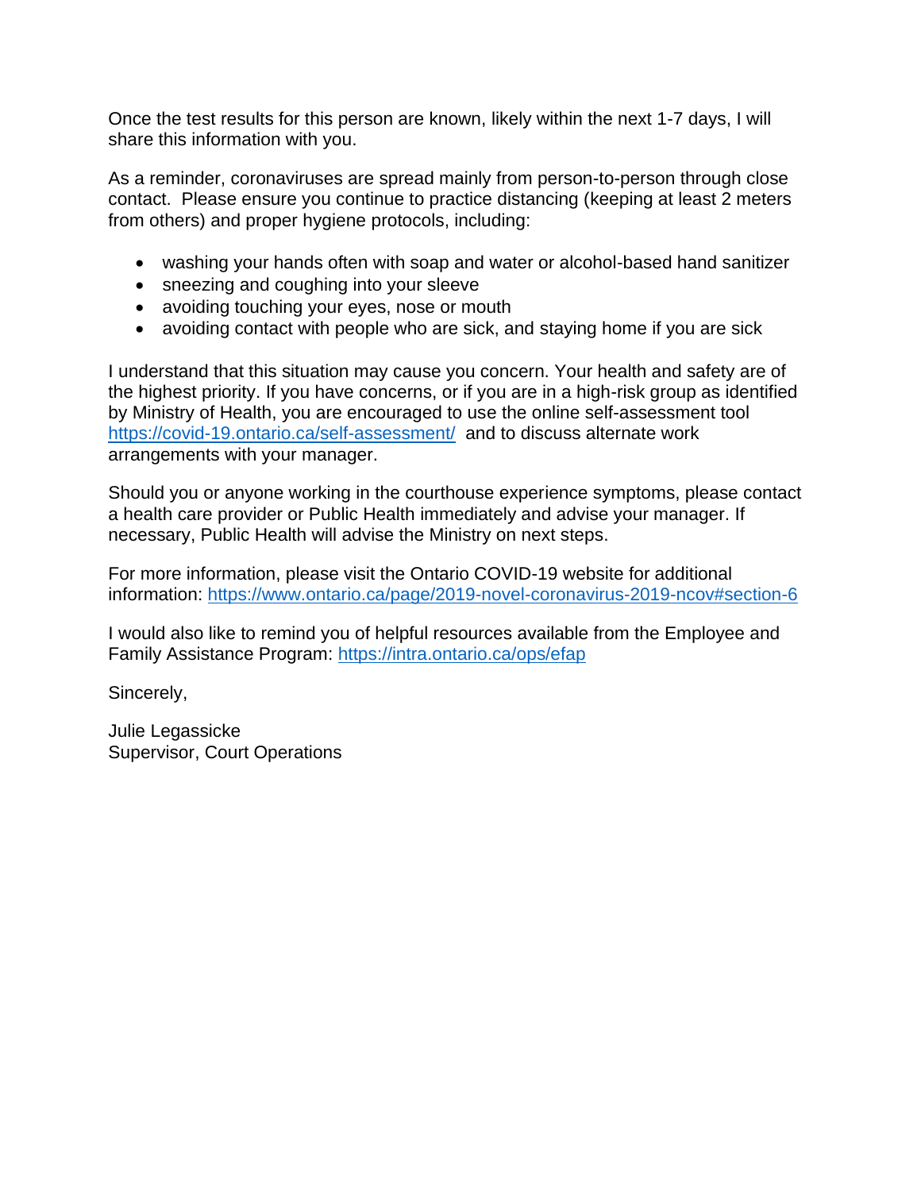Once the test results for this person are known, likely within the next 1-7 days, I will share this information with you.

As a reminder, coronaviruses are spread mainly from person-to-person through close contact. Please ensure you continue to practice distancing (keeping at least 2 meters from others) and proper hygiene protocols, including:

- washing your hands often with soap and water or alcohol-based hand sanitizer
- sneezing and coughing into your sleeve
- avoiding touching your eyes, nose or mouth
- avoiding contact with people who are sick, and staying home if you are sick

I understand that this situation may cause you concern. Your health and safety are of the highest priority. If you have concerns, or if you are in a high-risk group as identified by Ministry of Health, you are encouraged to use the online self-assessment tool [https://covid-19.ontario.ca/self-assessment/](https://covid-19.ontario.ca/self-assessment/) and to discuss alternate work arrangements with your manager.

Should you or anyone working in the courthouse experience symptoms, please contact a health care provider or Public Health immediately and advise your manager. If necessary, Public Health will advise the Ministry on next steps.

For more information, please visit the Ontario COVID-19 website for additional information: [https://www.ontario.ca/page/2019-novel-coronavirus-2019-ncov#section-6](https://www.ontario.ca/page/2019-novel-coronavirus-2019-ncov#section-6)

I would also like to remind you of helpful resources available from the Employee and Family Assistance Program: [https://intra.ontario.ca/ops/efap](https://intra.ontario.ca/ops/efap)

Sincerely,

Julie Legassicke
Supervisor, Court Operations